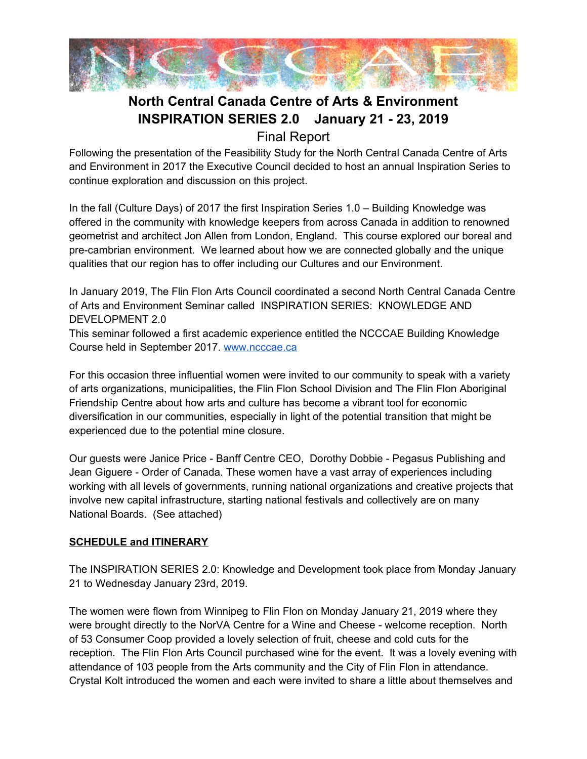# North Central Canada Centre of Arts & Environment
## INSPIRATION SERIES 2.0 January 21 - 23, 2019

Final Report

Following the presentation of the Feasibility Study for the North Central Canada Centre of Arts and Environment in 2017 the Executive Council decided to host an annual Inspiration Series to continue exploration and discussion on this project.

In the fall (Culture Days) of 2017 the first Inspiration Series 1.0 – Building Knowledge was offered in the community with knowledge keepers from across Canada in addition to renowned geometrist and architect Jon Allen from London, England. This course explored our boreal and pre-cambrian environment. We learned about how we are connected globally and the unique qualities that our region has to offer including our Cultures and our Environment.

In January 2019, The Flin Flon Arts Council coordinated a second North Central Canada Centre of Arts and Environment Seminar called INSPIRATION SERIES: KNOWLEDGE AND DEVELOPMENT 2.0
This seminar followed a first academic experience entitled the NCCCAE Building Knowledge Course held in September 2017. [www.ncccae.ca](http://www.ncccae.ca)

For this occasion three influential women were invited to our community to speak with a variety of arts organizations, municipalities, the Flin Flon School Division and The Flin Flon Aboriginal Friendship Centre about how arts and culture has become a vibrant tool for economic diversification in our communities, especially in light of the potential transition that might be experienced due to the potential mine closure.

Our guests were Janice Price - Banff Centre CEO, Dorothy Dobbie - Pegasus Publishing and Jean Giguere - Order of Canada. These women have a vast array of experiences including working with all levels of governments, running national organizations and creative projects that involve new capital infrastructure, starting national festivals and collectively are on many National Boards. (See attached)

**SCHEDULE and ITINERARY**

The INSPIRATION SERIES 2.0: Knowledge and Development took place from Monday January 21 to Wednesday January 23rd, 2019.

The women were flown from Winnipeg to Flin Flon on Monday January 21, 2019 where they were brought directly to the NorVA Centre for a Wine and Cheese - welcome reception. North of 53 Consumer Coop provided a lovely selection of fruit, cheese and cold cuts for the reception. The Flin Flon Arts Council purchased wine for the event. It was a lovely evening with attendance of 103 people from the Arts community and the City of Flin Flon in attendance. Crystal Kolt introduced the women and each were invited to share a little about themselves and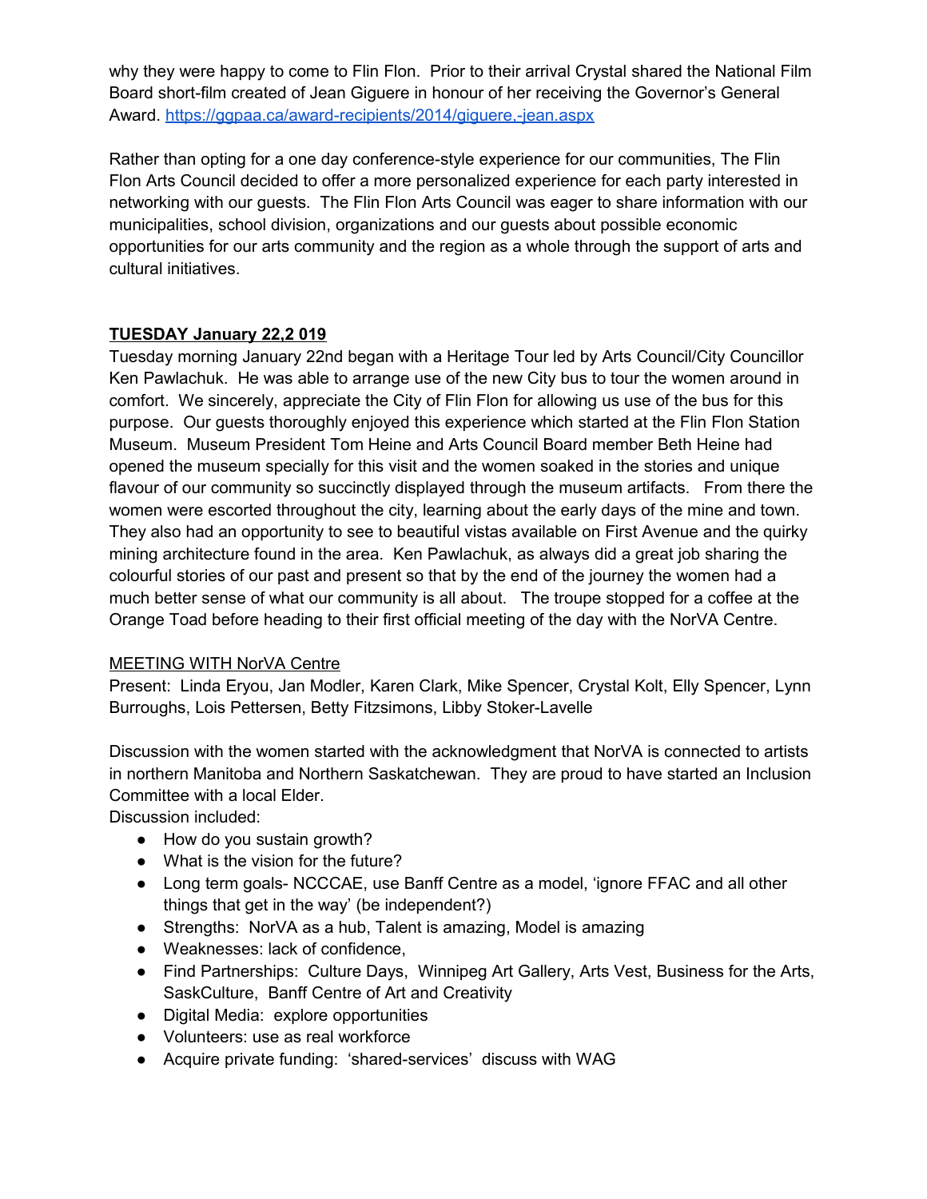why they were happy to come to Flin Flon. Prior to their arrival Crystal shared the National Film Board short-film created of Jean Giguere in honour of her receiving the Governor's General Award. https://ggpaa.ca/award-recipients/2014/giguere,-jean.aspx

Rather than opting for a one day conference-style experience for our communities, The Flin Flon Arts Council decided to offer a more personalized experience for each party interested in networking with our guests. The Flin Flon Arts Council was eager to share information with our municipalities, school division, organizations and our guests about possible economic opportunities for our arts community and the region as a whole through the support of arts and cultural initiatives.

**TUESDAY January 22,2 019**

Tuesday morning January 22nd began with a Heritage Tour led by Arts Council/City Councillor Ken Pawlachuk. He was able to arrange use of the new City bus to tour the women around in comfort. We sincerely, appreciate the City of Flin Flon for allowing us use of the bus for this purpose. Our guests thoroughly enjoyed this experience which started at the Flin Flon Station Museum. Museum President Tom Heine and Arts Council Board member Beth Heine had opened the museum specially for this visit and the women soaked in the stories and unique flavour of our community so succinctly displayed through the museum artifacts. From there the women were escorted throughout the city, learning about the early days of the mine and town. They also had an opportunity to see to beautiful vistas available on First Avenue and the quirky mining architecture found in the area. Ken Pawlachuk, as always did a great job sharing the colourful stories of our past and present so that by the end of the journey the women had a much better sense of what our community is all about. The troupe stopped for a coffee at the Orange Toad before heading to their first official meeting of the day with the NorVA Centre.

MEETING WITH NorVA Centre

Present: Linda Eryou, Jan Modler, Karen Clark, Mike Spencer, Crystal Kolt, Elly Spencer, Lynn Burroughs, Lois Pettersen, Betty Fitzsimons, Libby Stoker-Lavelle

Discussion with the women started with the acknowledgment that NorVA is connected to artists in northern Manitoba and Northern Saskatchewan. They are proud to have started an Inclusion Committee with a local Elder.

Discussion included:

- How do you sustain growth?
- What is the vision for the future?
- Long term goals- NCCCAE, use Banff Centre as a model, 'ignore FFAC and all other things that get in the way' (be independent?)
- Strengths: NorVA as a hub, Talent is amazing, Model is amazing
- Weaknesses: lack of confidence,
- Find Partnerships: Culture Days, Winnipeg Art Gallery, Arts Vest, Business for the Arts, SaskCulture, Banff Centre of Art and Creativity
- Digital Media: explore opportunities
- Volunteers: use as real workforce
- Acquire private funding: 'shared-services' discuss with WAG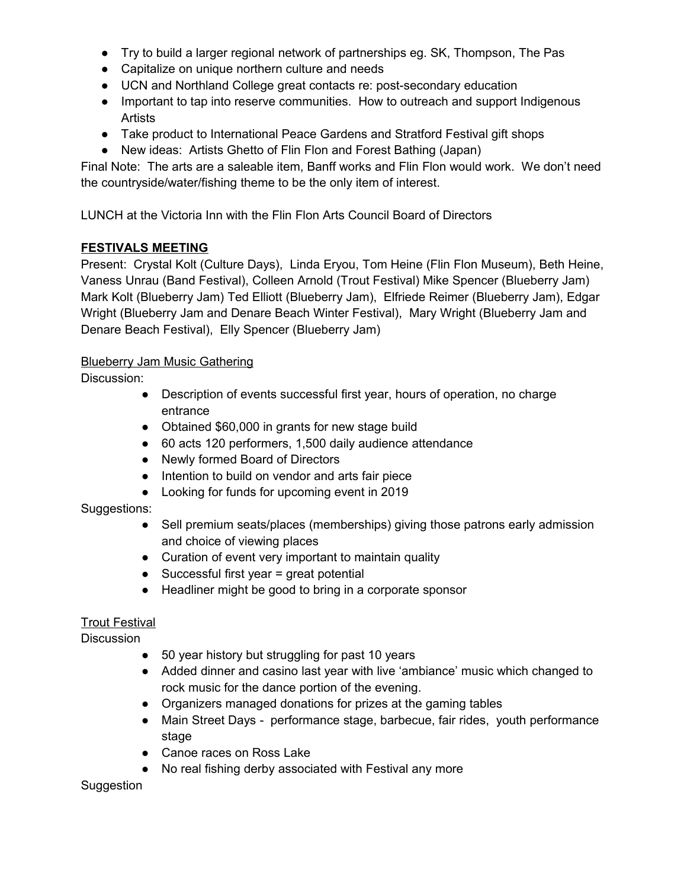- Try to build a larger regional network of partnerships eg. SK, Thompson, The Pas
- Capitalize on unique northern culture and needs
- UCN and Northland College great contacts re: post-secondary education
- Important to tap into reserve communities. How to outreach and support Indigenous Artists
- Take product to International Peace Gardens and Stratford Festival gift shops
- New ideas: Artists Ghetto of Flin Flon and Forest Bathing (Japan)

Final Note: The arts are a saleable item, Banff works and Flin Flon would work. We don't need the countryside/water/fishing theme to be the only item of interest.

LUNCH at the Victoria Inn with the Flin Flon Arts Council Board of Directors

## **<u>FESTIVALS MEETING</u>**

Present: Crystal Kolt (Culture Days), Linda Eryou, Tom Heine (Flin Flon Museum), Beth Heine, Vaness Unrau (Band Festival), Colleen Arnold (Trout Festival) Mike Spencer (Blueberry Jam) Mark Kolt (Blueberry Jam) Ted Elliott (Blueberry Jam), Elfriede Reimer (Blueberry Jam), Edgar Wright (Blueberry Jam and Denare Beach Winter Festival), Mary Wright (Blueberry Jam and Denare Beach Festival), Elly Spencer (Blueberry Jam)

<u>Blueberry Jam Music Gathering</u>

Discussion:

- Description of events successful first year, hours of operation, no charge entrance
- Obtained $60,000 in grants for new stage build
- 60 acts 120 performers, 1,500 daily audience attendance
- Newly formed Board of Directors
- Intention to build on vendor and arts fair piece
- Looking for funds for upcoming event in 2019

Suggestions:

- Sell premium seats/places (memberships) giving those patrons early admission and choice of viewing places
- Curation of event very important to maintain quality
- Successful first year = great potential
- Headliner might be good to bring in a corporate sponsor

<u>Trout Festival</u>

Discussion

- 50 year history but struggling for past 10 years
- Added dinner and casino last year with live 'ambiance' music which changed to rock music for the dance portion of the evening.
- Organizers managed donations for prizes at the gaming tables
- Main Street Days - performance stage, barbecue, fair rides, youth performance stage
- Canoe races on Ross Lake
- No real fishing derby associated with Festival any more

Suggestion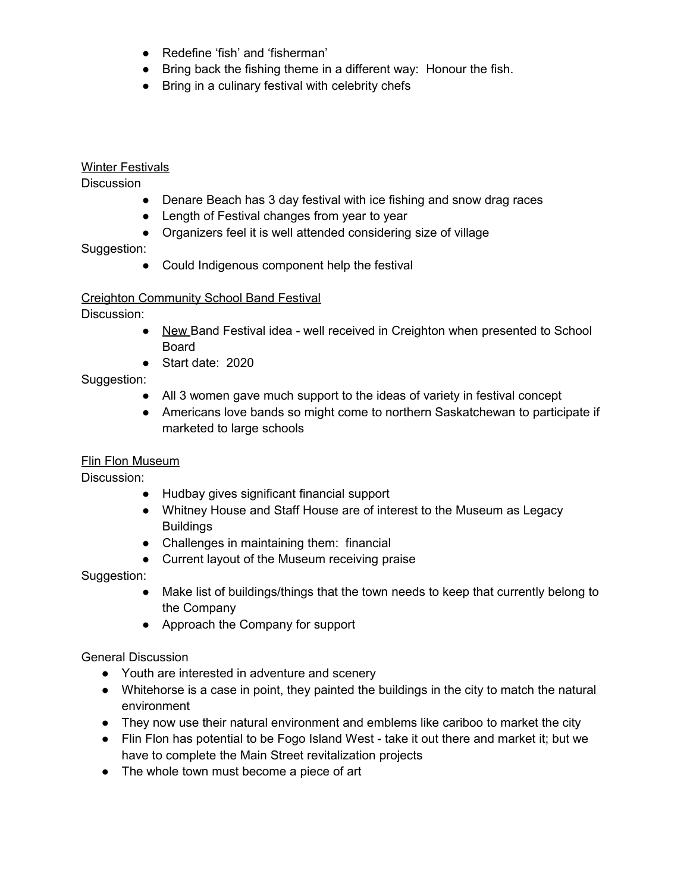- Redefine 'fish' and 'fisherman'
- Bring back the fishing theme in a different way:  Honour the fish.
- Bring in a culinary festival with celebrity chefs

Winter Festivals

Discussion

- Denare Beach has 3 day festival with ice fishing and snow drag races
- Length of Festival changes from year to year
- Organizers feel it is well attended considering size of village

Suggestion:

- Could Indigenous component help the festival

Creighton Community School Band Festival

Discussion:

- New Band Festival idea - well received in Creighton when presented to School Board
- Start date:  2020

Suggestion:

- All 3 women gave much support to the ideas of variety in festival concept
- Americans love bands so might come to northern Saskatchewan to participate if marketed to large schools

Flin Flon Museum

Discussion:

- Hudbay gives significant financial support
- Whitney House and Staff House are of interest to the Museum as Legacy Buildings
- Challenges in maintaining them:  financial
- Current layout of the Museum receiving praise

Suggestion:

- Make list of buildings/things that the town needs to keep that currently belong to the Company
- Approach the Company for support

General Discussion

- Youth are interested in adventure and scenery
- Whitehorse is a case in point, they painted the buildings in the city to match the natural environment
- They now use their natural environment and emblems like cariboo to market the city
- Flin Flon has potential to be Fogo Island West - take it out there and market it; but we have to complete the Main Street revitalization projects
- The whole town must become a piece of art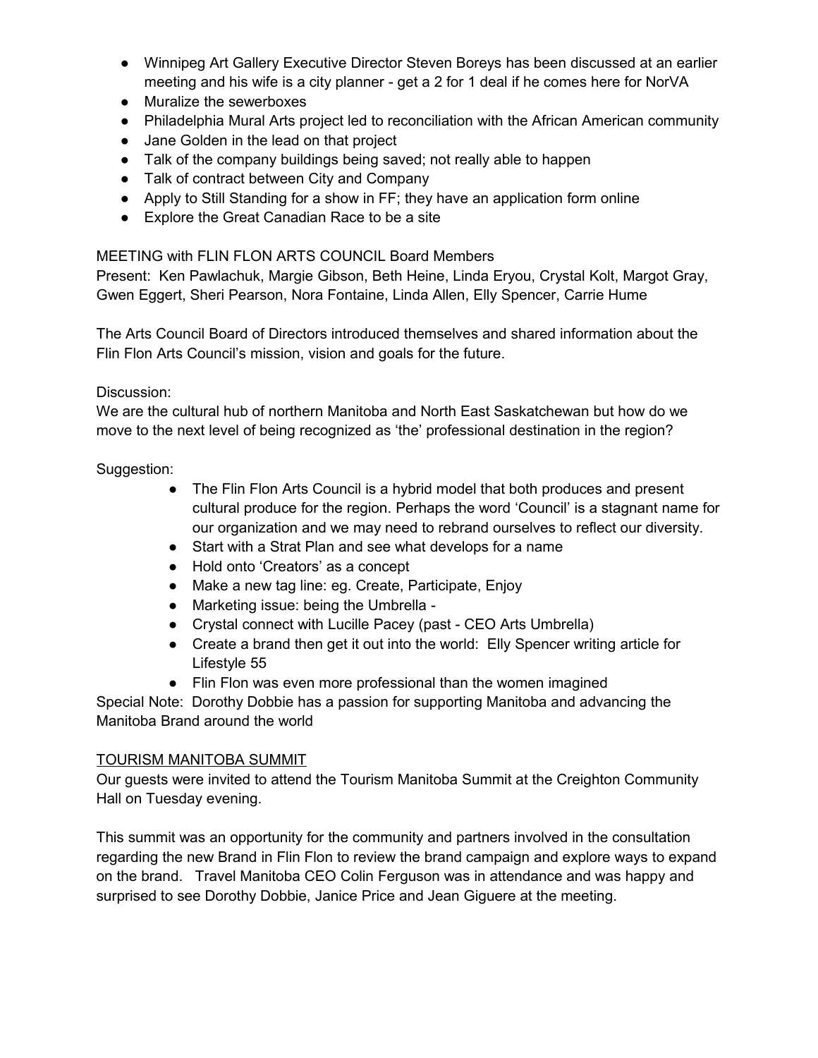- Winnipeg Art Gallery Executive Director Steven Boreys has been discussed at an earlier meeting and his wife is a city planner - get a 2 for 1 deal if he comes here for NorVA
- Muralize the sewerboxes
- Philadelphia Mural Arts project led to reconciliation with the African American community
- Jane Golden in the lead on that project
- Talk of the company buildings being saved; not really able to happen
- Talk of contract between City and Company
- Apply to Still Standing for a show in FF; they have an application form online
- Explore the Great Canadian Race to be a site

MEETING with FLIN FLON ARTS COUNCIL Board Members
Present: Ken Pawlachuk, Margie Gibson, Beth Heine, Linda Eryou, Crystal Kolt, Margot Gray, Gwen Eggert, Sheri Pearson, Nora Fontaine, Linda Allen, Elly Spencer, Carrie Hume

The Arts Council Board of Directors introduced themselves and shared information about the Flin Flon Arts Council's mission, vision and goals for the future.

Discussion:
We are the cultural hub of northern Manitoba and North East Saskatchewan but how do we move to the next level of being recognized as 'the' professional destination in the region?

Suggestion:

- The Flin Flon Arts Council is a hybrid model that both produces and present cultural produce for the region. Perhaps the word 'Council' is a stagnant name for our organization and we may need to rebrand ourselves to reflect our diversity.
- Start with a Strat Plan and see what develops for a name
- Hold onto 'Creators' as a concept
- Make a new tag line: eg. Create, Participate, Enjoy
- Marketing issue: being the Umbrella -
- Crystal connect with Lucille Pacey (past - CEO Arts Umbrella)
- Create a brand then get it out into the world: Elly Spencer writing article for Lifestyle 55
- Flin Flon was even more professional than the women imagined

Special Note: Dorothy Dobbie has a passion for supporting Manitoba and advancing the Manitoba Brand around the world

<u>TOURISM MANITOBA SUMMIT</u>
Our guests were invited to attend the Tourism Manitoba Summit at the Creighton Community Hall on Tuesday evening.

This summit was an opportunity for the community and partners involved in the consultation regarding the new Brand in Flin Flon to review the brand campaign and explore ways to expand on the brand. Travel Manitoba CEO Colin Ferguson was in attendance and was happy and surprised to see Dorothy Dobbie, Janice Price and Jean Giguere at the meeting.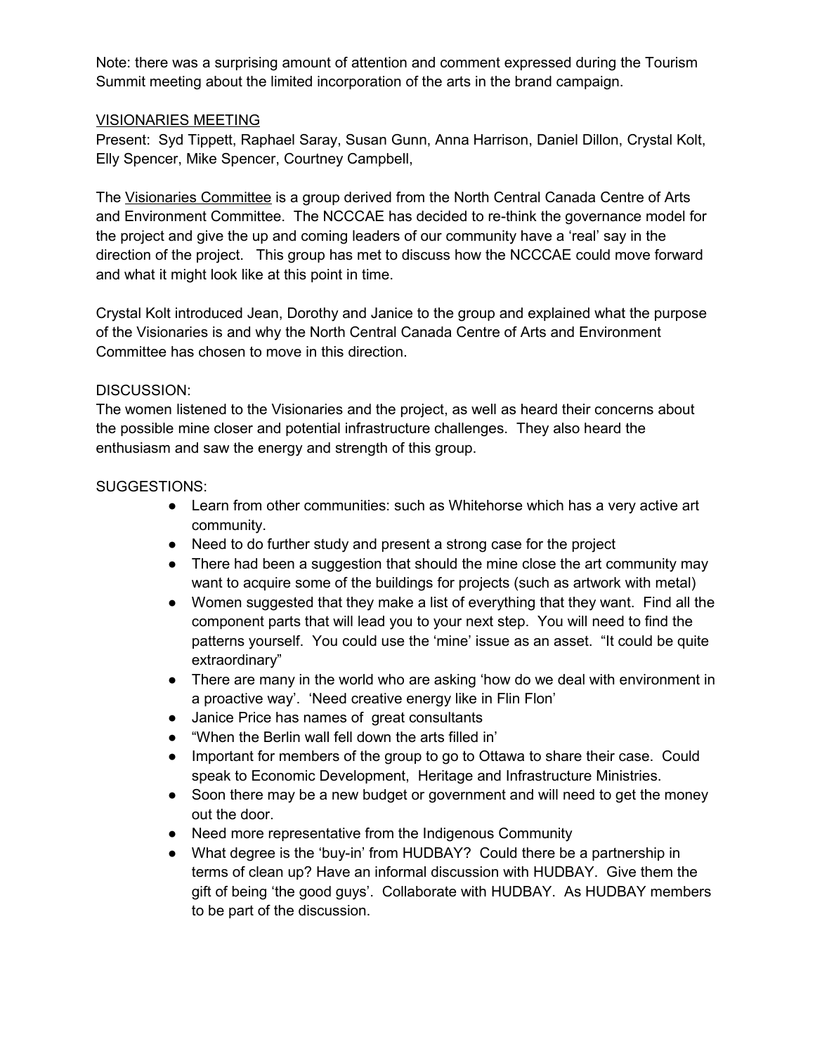Note: there was a surprising amount of attention and comment expressed during the Tourism Summit meeting about the limited incorporation of the arts in the brand campaign.

VISIONARIES MEETING

Present: Syd Tippett, Raphael Saray, Susan Gunn, Anna Harrison, Daniel Dillon, Crystal Kolt, Elly Spencer, Mike Spencer, Courtney Campbell,

The Visionaries Committee is a group derived from the North Central Canada Centre of Arts and Environment Committee. The NCCCAE has decided to re-think the governance model for the project and give the up and coming leaders of our community have a 'real' say in the direction of the project. This group has met to discuss how the NCCCAE could move forward and what it might look like at this point in time.

Crystal Kolt introduced Jean, Dorothy and Janice to the group and explained what the purpose of the Visionaries is and why the North Central Canada Centre of Arts and Environment Committee has chosen to move in this direction.

DISCUSSION:

The women listened to the Visionaries and the project, as well as heard their concerns about the possible mine closer and potential infrastructure challenges. They also heard the enthusiasm and saw the energy and strength of this group.

SUGGESTIONS:

- Learn from other communities: such as Whitehorse which has a very active art community.
- Need to do further study and present a strong case for the project
- There had been a suggestion that should the mine close the art community may want to acquire some of the buildings for projects (such as artwork with metal)
- Women suggested that they make a list of everything that they want. Find all the component parts that will lead you to your next step. You will need to find the patterns yourself. You could use the 'mine' issue as an asset. "It could be quite extraordinary"
- There are many in the world who are asking 'how do we deal with environment in a proactive way'. 'Need creative energy like in Flin Flon'
- Janice Price has names of great consultants
- "When the Berlin wall fell down the arts filled in'
- Important for members of the group to go to Ottawa to share their case. Could speak to Economic Development, Heritage and Infrastructure Ministries.
- Soon there may be a new budget or government and will need to get the money out the door.
- Need more representative from the Indigenous Community
- What degree is the 'buy-in' from HUDBAY? Could there be a partnership in terms of clean up? Have an informal discussion with HUDBAY. Give them the gift of being 'the good guys'. Collaborate with HUDBAY. As HUDBAY members to be part of the discussion.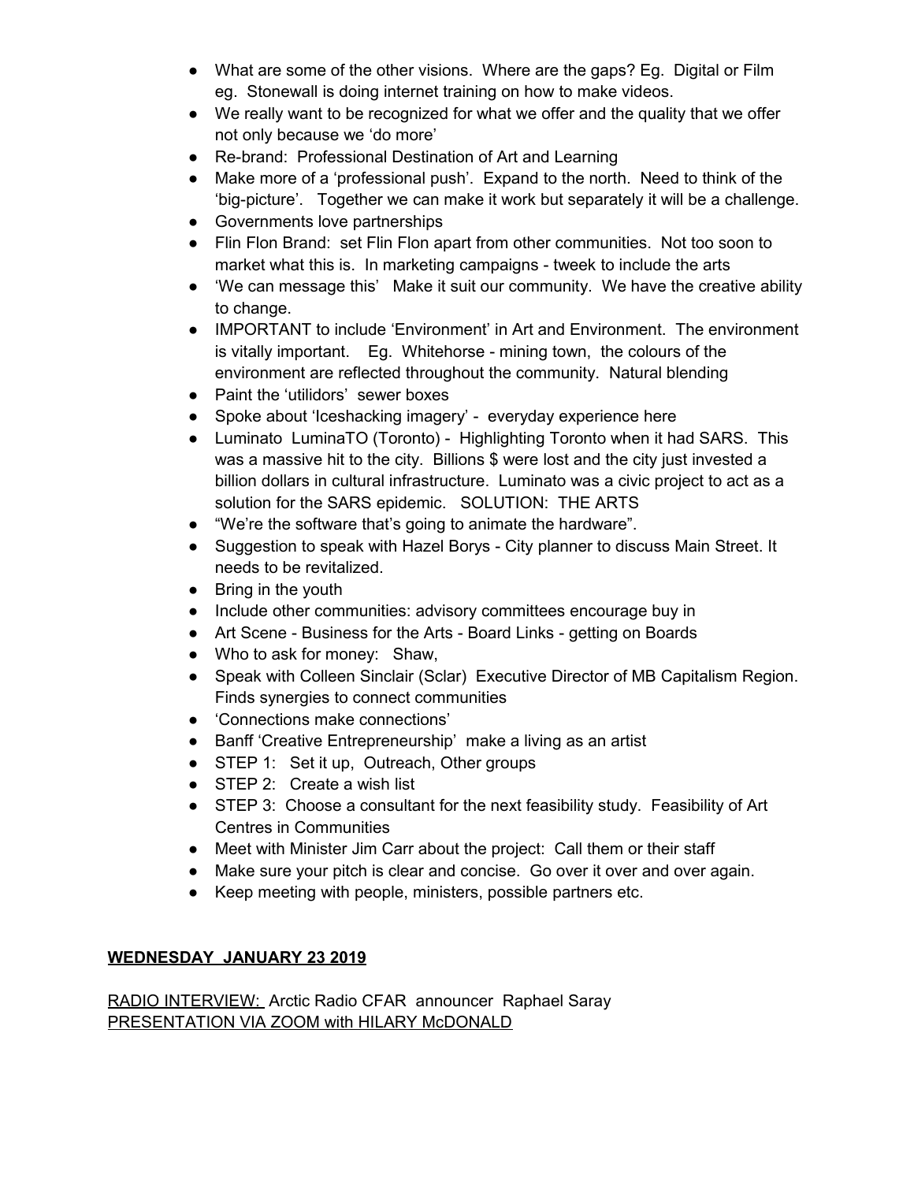- What are some of the other visions. Where are the gaps? Eg. Digital or Film eg. Stonewall is doing internet training on how to make videos.
- We really want to be recognized for what we offer and the quality that we offer not only because we 'do more'
- Re-brand: Professional Destination of Art and Learning
- Make more of a 'professional push'. Expand to the north. Need to think of the 'big-picture'. Together we can make it work but separately it will be a challenge.
- Governments love partnerships
- Flin Flon Brand: set Flin Flon apart from other communities. Not too soon to market what this is. In marketing campaigns - tweek to include the arts
- 'We can message this' Make it suit our community. We have the creative ability to change.
- IMPORTANT to include 'Environment' in Art and Environment. The environment is vitally important. Eg. Whitehorse - mining town, the colours of the environment are reflected throughout the community. Natural blending
- Paint the 'utilidors' sewer boxes
- Spoke about 'Iceshacking imagery' - everyday experience here
- Luminato LuminaTO (Toronto) - Highlighting Toronto when it had SARS. This was a massive hit to the city. Billions $ were lost and the city just invested a billion dollars in cultural infrastructure. Luminato was a civic project to act as a solution for the SARS epidemic. SOLUTION: THE ARTS
- "We're the software that's going to animate the hardware".
- Suggestion to speak with Hazel Borys - City planner to discuss Main Street. It needs to be revitalized.
- Bring in the youth
- Include other communities: advisory committees encourage buy in
- Art Scene - Business for the Arts - Board Links - getting on Boards
- Who to ask for money: Shaw,
- Speak with Colleen Sinclair (Sclar) Executive Director of MB Capitalism Region. Finds synergies to connect communities
- 'Connections make connections'
- Banff 'Creative Entrepreneurship' make a living as an artist
- STEP 1: Set it up, Outreach, Other groups
- STEP 2: Create a wish list
- STEP 3: Choose a consultant for the next feasibility study. Feasibility of Art Centres in Communities
- Meet with Minister Jim Carr about the project: Call them or their staff
- Make sure your pitch is clear and concise. Go over it over and over again.
- Keep meeting with people, ministers, possible partners etc.

**WEDNESDAY JANUARY 23 2019**

RADIO INTERVIEW: Arctic Radio CFAR announcer Raphael Saray
PRESENTATION VIA ZOOM with HILARY McDONALD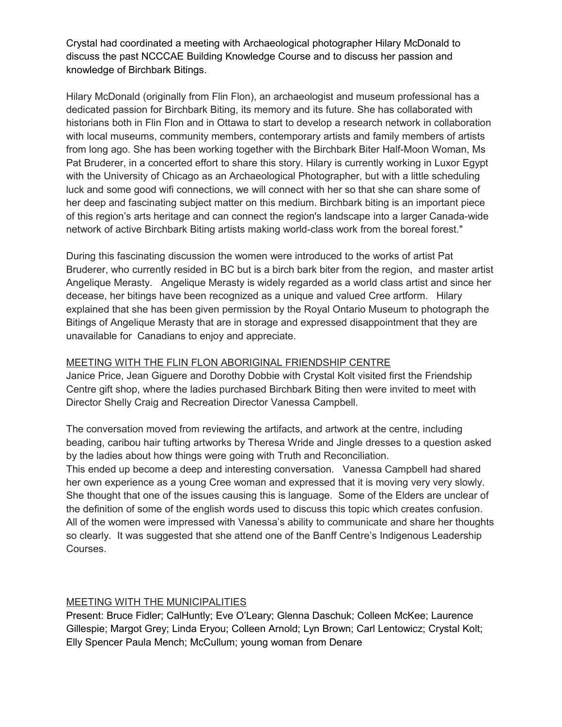Crystal had coordinated a meeting with Archaeological photographer Hilary McDonald to discuss the past NCCCAE Building Knowledge Course and to discuss her passion and knowledge of Birchbark Bitings.

Hilary McDonald (originally from Flin Flon), an archaeologist and museum professional has a dedicated passion for Birchbark Biting, its memory and its future. She has collaborated with historians both in Flin Flon and in Ottawa to start to develop a research network in collaboration with local museums, community members, contemporary artists and family members of artists from long ago. She has been working together with the Birchbark Biter Half-Moon Woman, Ms Pat Bruderer, in a concerted effort to share this story. Hilary is currently working in Luxor Egypt with the University of Chicago as an Archaeological Photographer, but with a little scheduling luck and some good wifi connections, we will connect with her so that she can share some of her deep and fascinating subject matter on this medium. Birchbark biting is an important piece of this region's arts heritage and can connect the region's landscape into a larger Canada-wide network of active Birchbark Biting artists making world-class work from the boreal forest."

During this fascinating discussion the women were introduced to the works of artist Pat Bruderer, who currently resided in BC but is a birch bark biter from the region, and master artist Angelique Merasty. Angelique Merasty is widely regarded as a world class artist and since her decease, her bitings have been recognized as a unique and valued Cree artform. Hilary explained that she has been given permission by the Royal Ontario Museum to photograph the Bitings of Angelique Merasty that are in storage and expressed disappointment that they are unavailable for Canadians to enjoy and appreciate.

<u>MEETING WITH THE FLIN FLON ABORIGINAL FRIENDSHIP CENTRE</u>

Janice Price, Jean Giguere and Dorothy Dobbie with Crystal Kolt visited first the Friendship Centre gift shop, where the ladies purchased Birchbark Biting then were invited to meet with Director Shelly Craig and Recreation Director Vanessa Campbell.

The conversation moved from reviewing the artifacts, and artwork at the centre, including beading, caribou hair tufting artworks by Theresa Wride and Jingle dresses to a question asked by the ladies about how things were going with Truth and Reconciliation.
This ended up become a deep and interesting conversation. Vanessa Campbell had shared her own experience as a young Cree woman and expressed that it is moving very very slowly. She thought that one of the issues causing this is language. Some of the Elders are unclear of the definition of some of the english words used to discuss this topic which creates confusion. All of the women were impressed with Vanessa's ability to communicate and share her thoughts so clearly. It was suggested that she attend one of the Banff Centre's Indigenous Leadership Courses.

<u>MEETING WITH THE MUNICIPALITIES</u>

Present: Bruce Fidler; CalHuntly; Eve O'Leary; Glenna Daschuk; Colleen McKee; Laurence Gillespie; Margot Grey; Linda Eryou; Colleen Arnold; Lyn Brown; Carl Lentowicz; Crystal Kolt; Elly Spencer Paula Mench; McCullum; young woman from Denare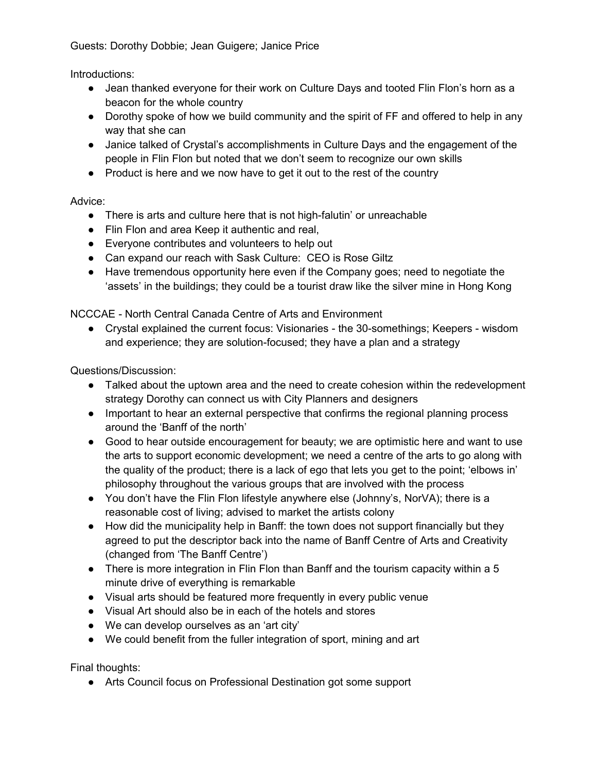Guests: Dorothy Dobbie; Jean Guigere; Janice Price

Introductions:

- Jean thanked everyone for their work on Culture Days and tooted Flin Flon's horn as a beacon for the whole country
- Dorothy spoke of how we build community and the spirit of FF and offered to help in any way that she can
- Janice talked of Crystal's accomplishments in Culture Days and the engagement of the people in Flin Flon but noted that we don't seem to recognize our own skills
- Product is here and we now have to get it out to the rest of the country

Advice:

- There is arts and culture here that is not high-falutin' or unreachable
- Flin Flon and area Keep it authentic and real,
- Everyone contributes and volunteers to help out
- Can expand our reach with Sask Culture: CEO is Rose Giltz
- Have tremendous opportunity here even if the Company goes; need to negotiate the 'assets' in the buildings; they could be a tourist draw like the silver mine in Hong Kong

NCCCAE - North Central Canada Centre of Arts and Environment

- Crystal explained the current focus: Visionaries - the 30-somethings; Keepers - wisdom and experience; they are solution-focused; they have a plan and a strategy

Questions/Discussion:

- Talked about the uptown area and the need to create cohesion within the redevelopment strategy Dorothy can connect us with City Planners and designers
- Important to hear an external perspective that confirms the regional planning process around the 'Banff of the north'
- Good to hear outside encouragement for beauty; we are optimistic here and want to use the arts to support economic development; we need a centre of the arts to go along with the quality of the product; there is a lack of ego that lets you get to the point; 'elbows in' philosophy throughout the various groups that are involved with the process
- You don't have the Flin Flon lifestyle anywhere else (Johnny's, NorVA); there is a reasonable cost of living; advised to market the artists colony
- How did the municipality help in Banff: the town does not support financially but they agreed to put the descriptor back into the name of Banff Centre of Arts and Creativity (changed from 'The Banff Centre')
- There is more integration in Flin Flon than Banff and the tourism capacity within a 5 minute drive of everything is remarkable
- Visual arts should be featured more frequently in every public venue
- Visual Art should also be in each of the hotels and stores
- We can develop ourselves as an 'art city'
- We could benefit from the fuller integration of sport, mining and art

Final thoughts:

- Arts Council focus on Professional Destination got some support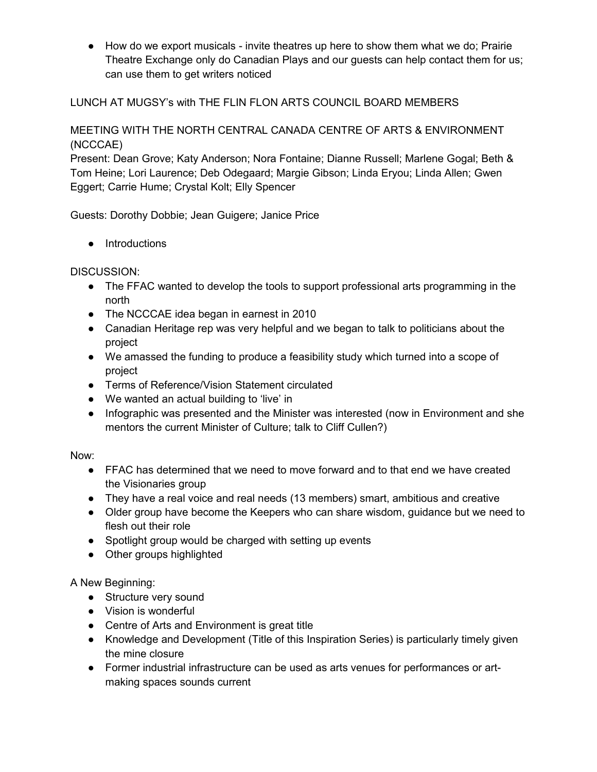- How do we export musicals - invite theatres up here to show them what we do; Prairie Theatre Exchange only do Canadian Plays and our guests can help contact them for us; can use them to get writers noticed

LUNCH AT MUGSY's with THE FLIN FLON ARTS COUNCIL BOARD MEMBERS

MEETING WITH THE NORTH CENTRAL CANADA CENTRE OF ARTS & ENVIRONMENT (NCCCAE)

Present: Dean Grove; Katy Anderson; Nora Fontaine; Dianne Russell; Marlene Gogal; Beth & Tom Heine; Lori Laurence; Deb Odegaard; Margie Gibson; Linda Eryou; Linda Allen; Gwen Eggert; Carrie Hume; Crystal Kolt; Elly Spencer

Guests: Dorothy Dobbie; Jean Guigere; Janice Price

- Introductions

DISCUSSION:

- The FFAC wanted to develop the tools to support professional arts programming in the north
- The NCCCAE idea began in earnest in 2010
- Canadian Heritage rep was very helpful and we began to talk to politicians about the project
- We amassed the funding to produce a feasibility study which turned into a scope of project
- Terms of Reference/Vision Statement circulated
- We wanted an actual building to 'live' in
- Infographic was presented and the Minister was interested (now in Environment and she mentors the current Minister of Culture; talk to Cliff Cullen?)

Now:

- FFAC has determined that we need to move forward and to that end we have created the Visionaries group
- They have a real voice and real needs (13 members) smart, ambitious and creative
- Older group have become the Keepers who can share wisdom, guidance but we need to flesh out their role
- Spotlight group would be charged with setting up events
- Other groups highlighted

A New Beginning:

- Structure very sound
- Vision is wonderful
- Centre of Arts and Environment is great title
- Knowledge and Development (Title of this Inspiration Series) is particularly timely given the mine closure
- Former industrial infrastructure can be used as arts venues for performances or art-making spaces sounds current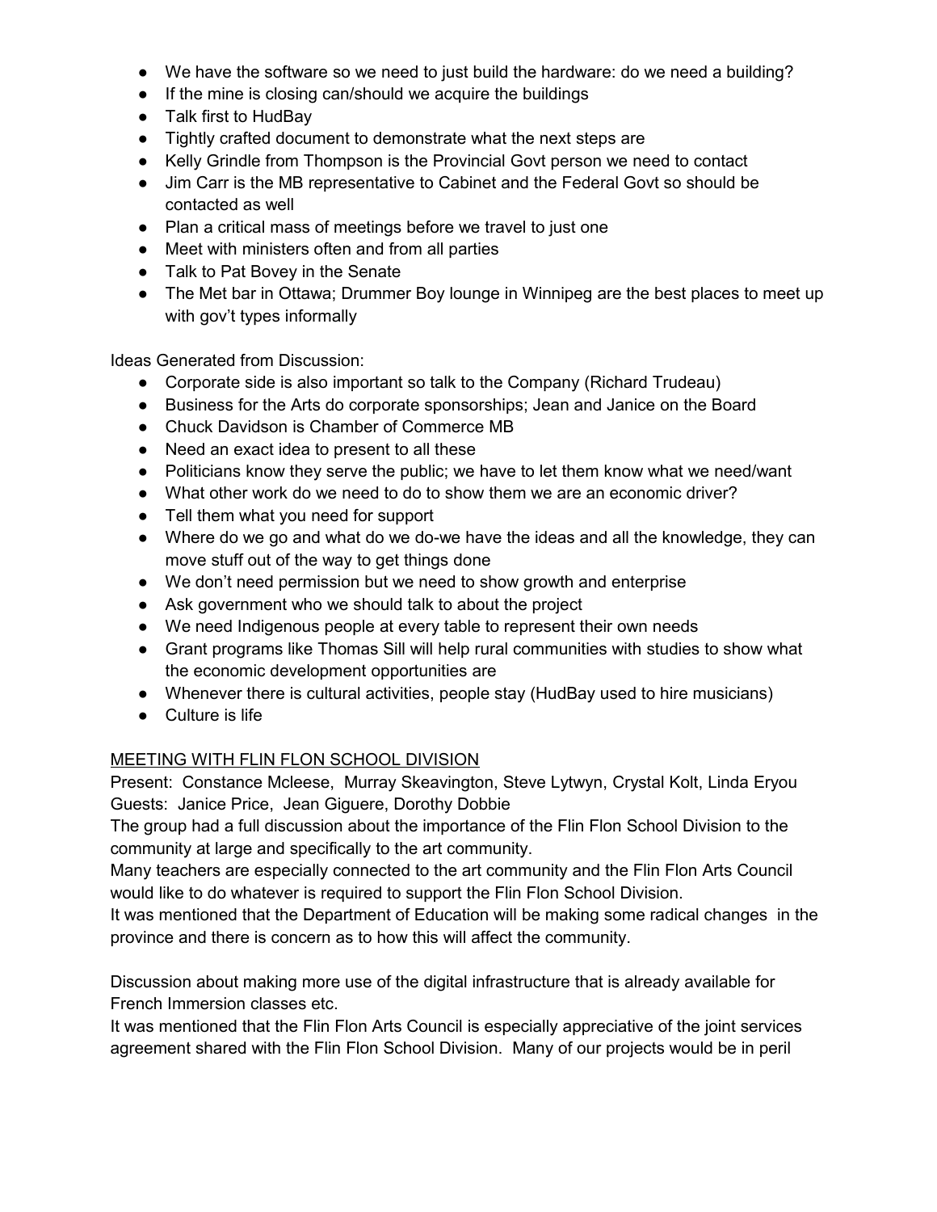- We have the software so we need to just build the hardware: do we need a building?
- If the mine is closing can/should we acquire the buildings
- Talk first to HudBay
- Tightly crafted document to demonstrate what the next steps are
- Kelly Grindle from Thompson is the Provincial Govt person we need to contact
- Jim Carr is the MB representative to Cabinet and the Federal Govt so should be contacted as well
- Plan a critical mass of meetings before we travel to just one
- Meet with ministers often and from all parties
- Talk to Pat Bovey in the Senate
- The Met bar in Ottawa; Drummer Boy lounge in Winnipeg are the best places to meet up with gov't types informally

Ideas Generated from Discussion:

- Corporate side is also important so talk to the Company (Richard Trudeau)
- Business for the Arts do corporate sponsorships; Jean and Janice on the Board
- Chuck Davidson is Chamber of Commerce MB
- Need an exact idea to present to all these
- Politicians know they serve the public; we have to let them know what we need/want
- What other work do we need to do to show them we are an economic driver?
- Tell them what you need for support
- Where do we go and what do we do-we have the ideas and all the knowledge, they can move stuff out of the way to get things done
- We don't need permission but we need to show growth and enterprise
- Ask government who we should talk to about the project
- We need Indigenous people at every table to represent their own needs
- Grant programs like Thomas Sill will help rural communities with studies to show what the economic development opportunities are
- Whenever there is cultural activities, people stay (HudBay used to hire musicians)
- Culture is life

<u>MEETING WITH FLIN FLON SCHOOL DIVISION</u>

Present: Constance Mcleese, Murray Skeavington, Steve Lytwyn, Crystal Kolt, Linda Eryou
Guests: Janice Price, Jean Giguere, Dorothy Dobbie

The group had a full discussion about the importance of the Flin Flon School Division to the community at large and specifically to the art community.

Many teachers are especially connected to the art community and the Flin Flon Arts Council would like to do whatever is required to support the Flin Flon School Division.

It was mentioned that the Department of Education will be making some radical changes in the province and there is concern as to how this will affect the community.

Discussion about making more use of the digital infrastructure that is already available for French Immersion classes etc.

It was mentioned that the Flin Flon Arts Council is especially appreciative of the joint services agreement shared with the Flin Flon School Division. Many of our projects would be in peril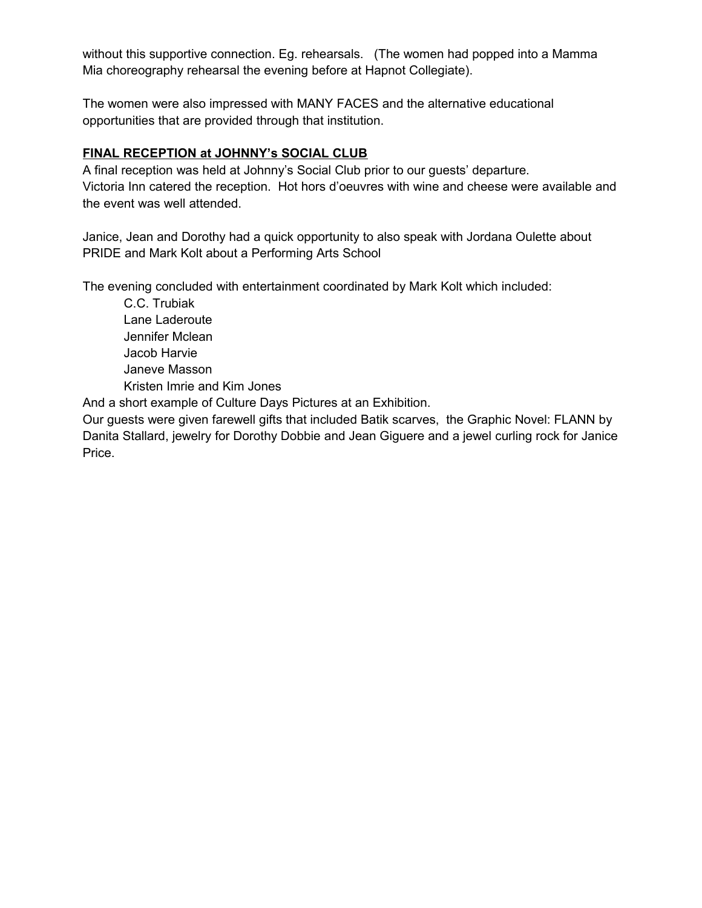without this supportive connection. Eg. rehearsals. (The women had popped into a Mamma Mia choreography rehearsal the evening before at Hapnot Collegiate).

The women were also impressed with MANY FACES and the alternative educational opportunities that are provided through that institution.

**<u>FINAL RECEPTION at JOHNNY's SOCIAL CLUB</u>**

A final reception was held at Johnny's Social Club prior to our guests' departure.
Victoria Inn catered the reception. Hot hors d'oeuvres with wine and cheese were available and the event was well attended.

Janice, Jean and Dorothy had a quick opportunity to also speak with Jordana Oulette about PRIDE and Mark Kolt about a Performing Arts School

The evening concluded with entertainment coordinated by Mark Kolt which included:

- C.C. Trubiak
- Lane Laderoute
- Jennifer Mclean
- Jacob Harvie
- Janeve Masson
- Kristen Imrie and Kim Jones

And a short example of Culture Days Pictures at an Exhibition.
Our guests were given farewell gifts that included Batik scarves, the Graphic Novel: FLANN by Danita Stallard, jewelry for Dorothy Dobbie and Jean Giguere and a jewel curling rock for Janice Price.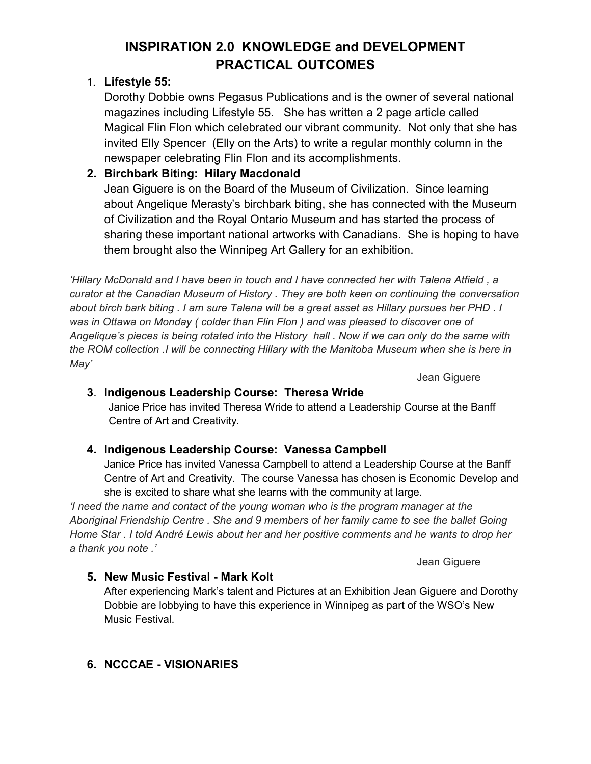# INSPIRATION 2.0 KNOWLEDGE and DEVELOPMENT PRACTICAL OUTCOMES

1. **Lifestyle 55:**
   Dorothy Dobbie owns Pegasus Publications and is the owner of several national magazines including Lifestyle 55. She has written a 2 page article called Magical Flin Flon which celebrated our vibrant community. Not only that she has invited Elly Spencer (Elly on the Arts) to write a regular monthly column in the newspaper celebrating Flin Flon and its accomplishments.

2. **Birchbark Biting: Hilary Macdonald**
   Jean Giguere is on the Board of the Museum of Civilization. Since learning about Angelique Merasty's birchbark biting, she has connected with the Museum of Civilization and the Royal Ontario Museum and has started the process of sharing these important national artworks with Canadians. She is hoping to have them brought also the Winnipeg Art Gallery for an exhibition.

*'Hillary McDonald and I have been in touch and I have connected her with Talena Atfield , a curator at the Canadian Museum of History . They are both keen on continuing the conversation about birch bark biting . I am sure Talena will be a great asset as Hillary pursues her PHD . I was in Ottawa on Monday ( colder than Flin Flon ) and was pleased to discover one of Angelique's pieces is being rotated into the History hall . Now if we can only do the same with the ROM collection .I will be connecting Hillary with the Manitoba Museum when she is here in May'*

Jean Giguere

3. **Indigenous Leadership Course: Theresa Wride**
   Janice Price has invited Theresa Wride to attend a Leadership Course at the Banff Centre of Art and Creativity.

4. **Indigenous Leadership Course: Vanessa Campbell**
   Janice Price has invited Vanessa Campbell to attend a Leadership Course at the Banff Centre of Art and Creativity. The course Vanessa has chosen is Economic Develop and she is excited to share what she learns with the community at large.

*'I need the name and contact of the young woman who is the program manager at the Aboriginal Friendship Centre . She and 9 members of her family came to see the ballet Going Home Star . I told André Lewis about her and her positive comments and he wants to drop her a thank you note .'*

Jean Giguere

5. **New Music Festival - Mark Kolt**
   After experiencing Mark's talent and Pictures at an Exhibition Jean Giguere and Dorothy Dobbie are lobbying to have this experience in Winnipeg as part of the WSO's New Music Festival.

6. **NCCCAE - VISIONARIES**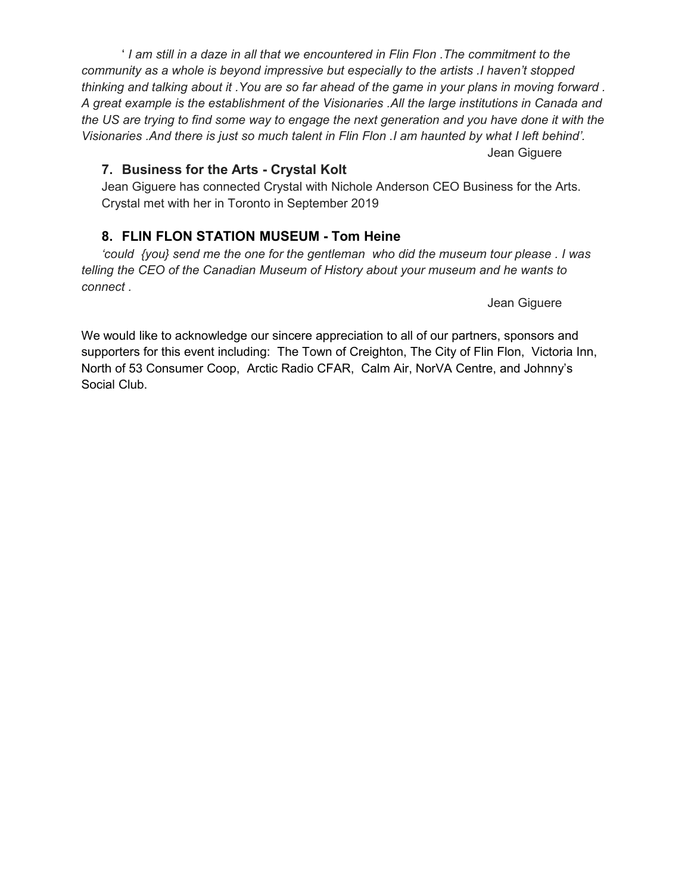‘ *I am still in a daze in all that we encountered in Flin Flon .The commitment to the community as a whole is beyond impressive but especially to the artists .I haven’t stopped thinking and talking about it .You are so far ahead of the game in your plans in moving forward . A great example is the establishment of the Visionaries .All the large institutions in Canada and the US are trying to find some way to engage the next generation and you have done it with the Visionaries .And there is just so much talent in Flin Flon .I am haunted by what I left behind’.*

Jean Giguere

### 7. Business for the Arts - Crystal Kolt

Jean Giguere has connected Crystal with Nichole Anderson CEO Business for the Arts. Crystal met with her in Toronto in September 2019

### 8. FLIN FLON STATION MUSEUM - Tom Heine

*‘could {you} send me the one for the gentleman who did the museum tour please . I was telling the CEO of the Canadian Museum of History about your museum and he wants to connect .*

Jean Giguere

We would like to acknowledge our sincere appreciation to all of our partners, sponsors and supporters for this event including: The Town of Creighton, The City of Flin Flon, Victoria Inn, North of 53 Consumer Coop, Arctic Radio CFAR, Calm Air, NorVA Centre, and Johnny’s Social Club.